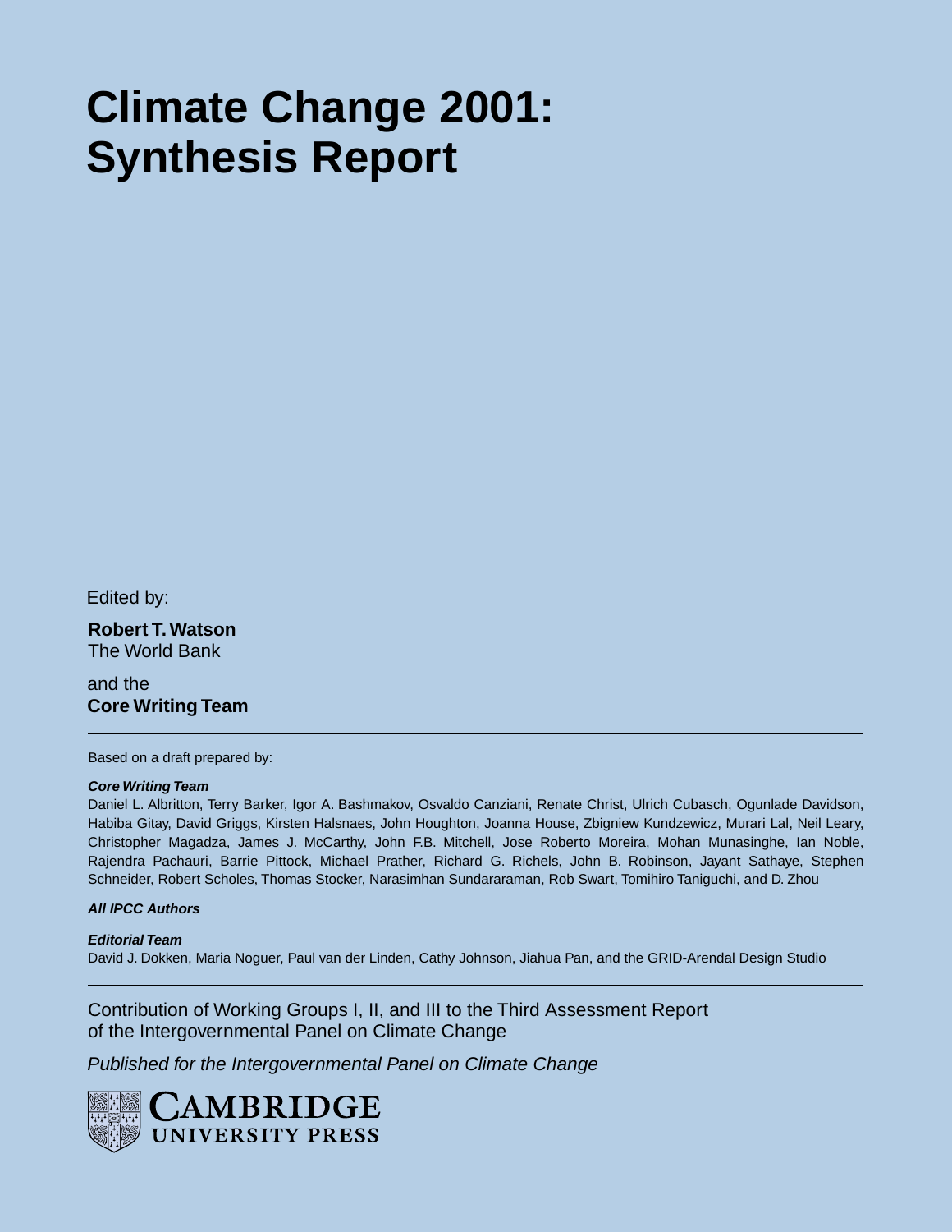# Climate Change 2001: Synthesis Report

Edited by:

**Robert T. Watson**
The World Bank

and the
**Core Writing Team**

Based on a draft prepared by:

***Core Writing Team***
Daniel L. Albritton, Terry Barker, Igor A. Bashmakov, Osvaldo Canziani, Renate Christ, Ulrich Cubasch, Ogunlade Davidson, Habiba Gitay, David Griggs, Kirsten Halsnaes, John Houghton, Joanna House, Zbigniew Kundzewicz, Murari Lal, Neil Leary, Christopher Magadza, James J. McCarthy, John F.B. Mitchell, Jose Roberto Moreira, Mohan Munasinghe, Ian Noble, Rajendra Pachauri, Barrie Pittock, Michael Prather, Richard G. Richels, John B. Robinson, Jayant Sathaye, Stephen Schneider, Robert Scholes, Thomas Stocker, Narasimhan Sundararaman, Rob Swart, Tomihiro Taniguchi, and D. Zhou

***All IPCC Authors***

***Editorial Team***
David J. Dokken, Maria Noguer, Paul van der Linden, Cathy Johnson, Jiahua Pan, and the GRID-Arendal Design Studio

Contribution of Working Groups I, II, and III to the Third Assessment Report of the Intergovernmental Panel on Climate Change

*Published for the Intergovernmental Panel on Climate Change*

CAMBRIDGE
UNIVERSITY PRESS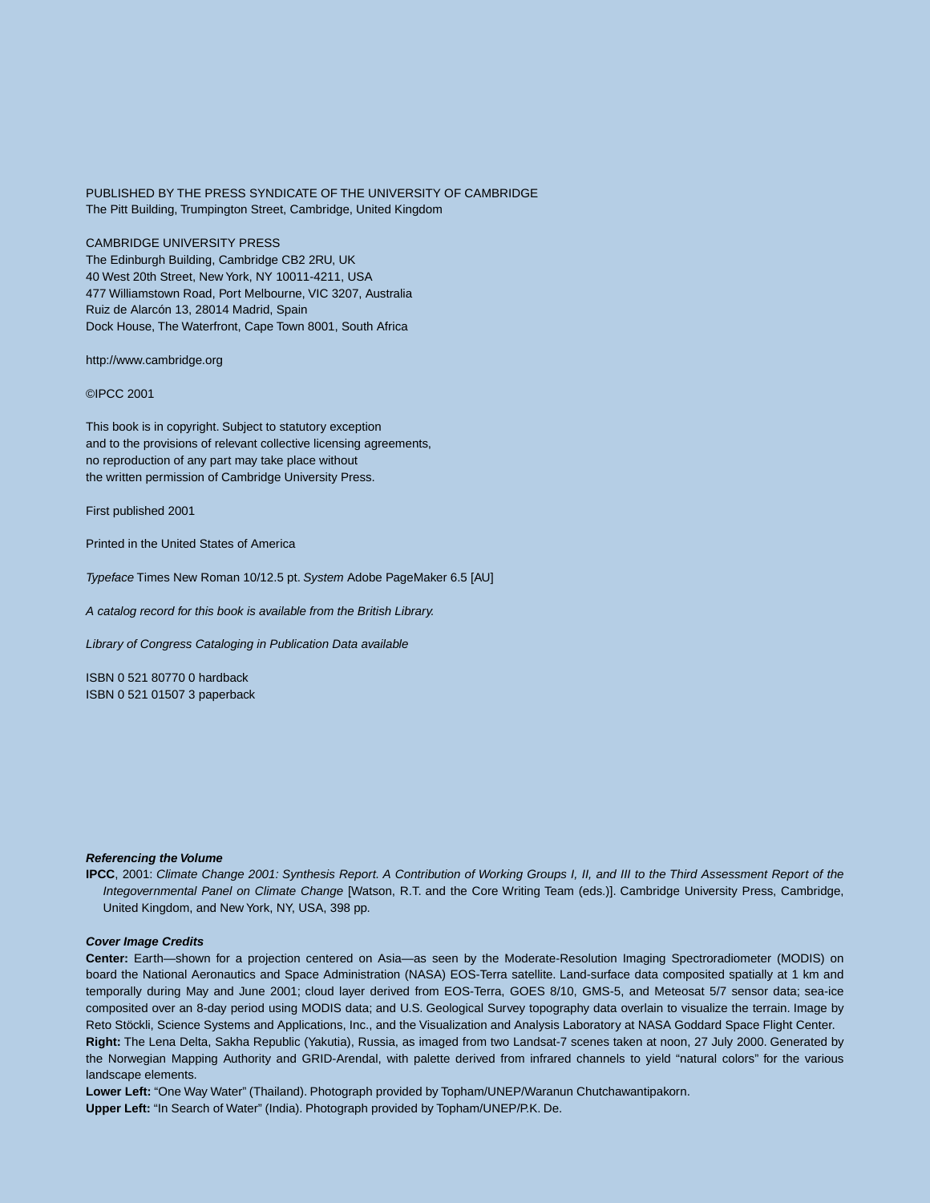PUBLISHED BY THE PRESS SYNDICATE OF THE UNIVERSITY OF CAMBRIDGE
The Pitt Building, Trumpington Street, Cambridge, United Kingdom

CAMBRIDGE UNIVERSITY PRESS
The Edinburgh Building, Cambridge CB2 2RU, UK
40 West 20th Street, New York, NY 10011-4211, USA
477 Williamstown Road, Port Melbourne, VIC 3207, Australia
Ruiz de Alarcón 13, 28014 Madrid, Spain
Dock House, The Waterfront, Cape Town 8001, South Africa

http://www.cambridge.org

©IPCC 2001

This book is in copyright. Subject to statutory exception
and to the provisions of relevant collective licensing agreements,
no reproduction of any part may take place without
the written permission of Cambridge University Press.

First published 2001

Printed in the United States of America

*Typeface* Times New Roman 10/12.5 pt. *System* Adobe PageMaker 6.5 [AU]

*A catalog record for this book is available from the British Library.*

*Library of Congress Cataloging in Publication Data available*

ISBN 0 521 80770 0 hardback
ISBN 0 521 01507 3 paperback

***Referencing the Volume***

**IPCC**, 2001: *Climate Change 2001: Synthesis Report. A Contribution of Working Groups I, II, and III to the Third Assessment Report of the Integovernmental Panel on Climate Change* [Watson, R.T. and the Core Writing Team (eds.)]. Cambridge University Press, Cambridge, United Kingdom, and New York, NY, USA, 398 pp.

***Cover Image Credits***

**Center:** Earth—shown for a projection centered on Asia—as seen by the Moderate-Resolution Imaging Spectroradiometer (MODIS) on board the National Aeronautics and Space Administration (NASA) EOS-Terra satellite. Land-surface data composited spatially at 1 km and temporally during May and June 2001; cloud layer derived from EOS-Terra, GOES 8/10, GMS-5, and Meteosat 5/7 sensor data; sea-ice composited over an 8-day period using MODIS data; and U.S. Geological Survey topography data overlain to visualize the terrain. Image by Reto Stöckli, Science Systems and Applications, Inc., and the Visualization and Analysis Laboratory at NASA Goddard Space Flight Center.
**Right:** The Lena Delta, Sakha Republic (Yakutia), Russia, as imaged from two Landsat-7 scenes taken at noon, 27 July 2000. Generated by the Norwegian Mapping Authority and GRID-Arendal, with palette derived from infrared channels to yield "natural colors" for the various landscape elements.
**Lower Left:** "One Way Water" (Thailand). Photograph provided by Topham/UNEP/Waranun Chutchawantipakorn.
**Upper Left:** "In Search of Water" (India). Photograph provided by Topham/UNEP/P.K. De.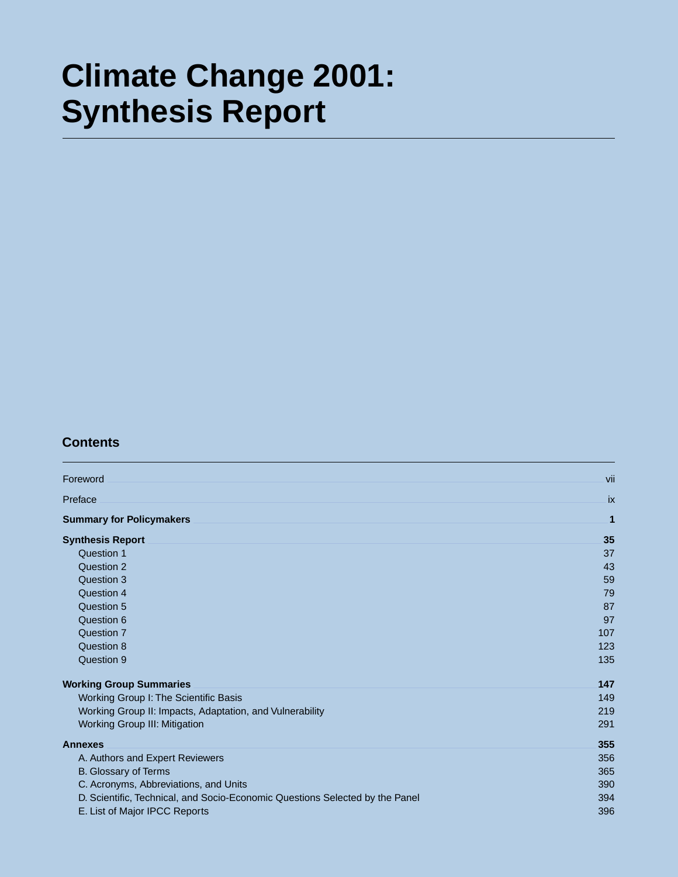# Climate Change 2001: Synthesis Report

## Contents

| | |
|---|---|
| Foreword | vii |
| Preface | ix |
| **Summary for Policymakers** | **1** |
| **Synthesis Report** | **35** |
| Question 1 | 37 |
| Question 2 | 43 |
| Question 3 | 59 |
| Question 4 | 79 |
| Question 5 | 87 |
| Question 6 | 97 |
| Question 7 | 107 |
| Question 8 | 123 |
| Question 9 | 135 |
| **Working Group Summaries** | **147** |
| Working Group I: The Scientific Basis | 149 |
| Working Group II: Impacts, Adaptation, and Vulnerability | 219 |
| Working Group III: Mitigation | 291 |
| **Annexes** | **355** |
| A. Authors and Expert Reviewers | 356 |
| B. Glossary of Terms | 365 |
| C. Acronyms, Abbreviations, and Units | 390 |
| D. Scientific, Technical, and Socio-Economic Questions Selected by the Panel | 394 |
| E. List of Major IPCC Reports | 396 |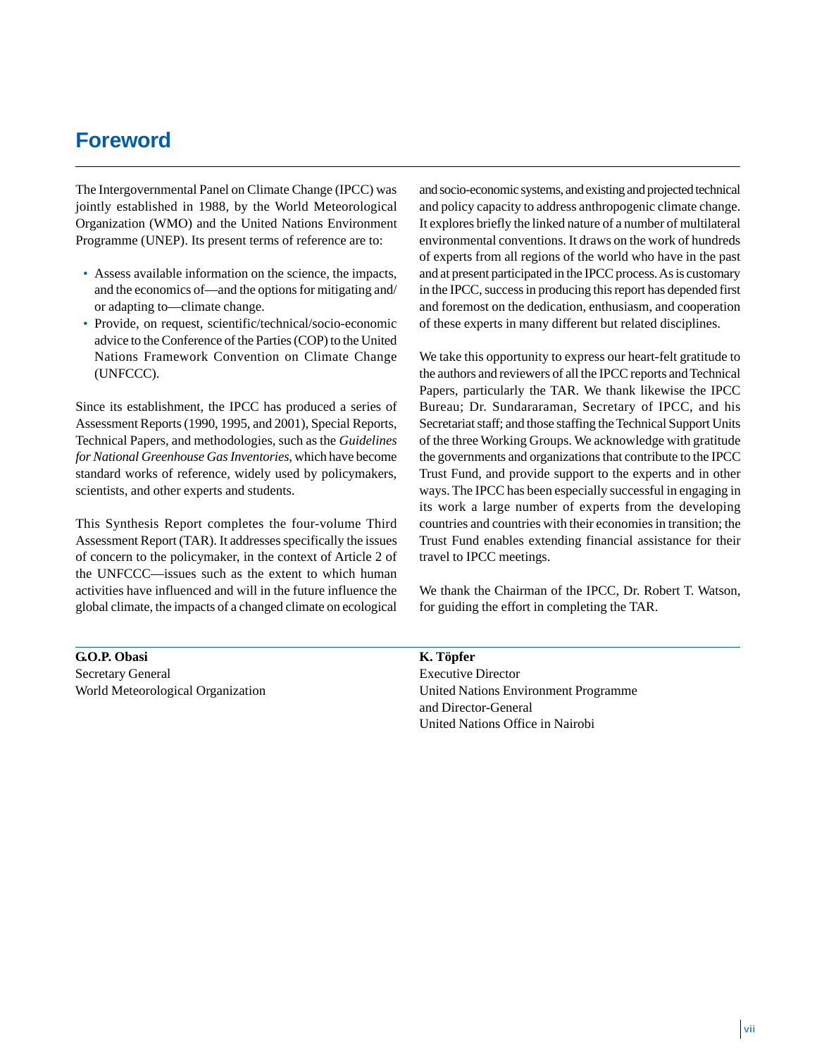# Foreword

The Intergovernmental Panel on Climate Change (IPCC) was jointly established in 1988, by the World Meteorological Organization (WMO) and the United Nations Environment Programme (UNEP). Its present terms of reference are to:

- Assess available information on the science, the impacts, and the economics of—and the options for mitigating and/or adapting to—climate change.
- Provide, on request, scientific/technical/socio-economic advice to the Conference of the Parties (COP) to the United Nations Framework Convention on Climate Change (UNFCCC).

Since its establishment, the IPCC has produced a series of Assessment Reports (1990, 1995, and 2001), Special Reports, Technical Papers, and methodologies, such as the *Guidelines for National Greenhouse Gas Inventories*, which have become standard works of reference, widely used by policymakers, scientists, and other experts and students.

This Synthesis Report completes the four-volume Third Assessment Report (TAR). It addresses specifically the issues of concern to the policymaker, in the context of Article 2 of the UNFCCC—issues such as the extent to which human activities have influenced and will in the future influence the global climate, the impacts of a changed climate on ecological and socio-economic systems, and existing and projected technical and policy capacity to address anthropogenic climate change. It explores briefly the linked nature of a number of multilateral environmental conventions. It draws on the work of hundreds of experts from all regions of the world who have in the past and at present participated in the IPCC process. As is customary in the IPCC, success in producing this report has depended first and foremost on the dedication, enthusiasm, and cooperation of these experts in many different but related disciplines.

We take this opportunity to express our heart-felt gratitude to the authors and reviewers of all the IPCC reports and Technical Papers, particularly the TAR. We thank likewise the IPCC Bureau; Dr. Sundararaman, Secretary of IPCC, and his Secretariat staff; and those staffing the Technical Support Units of the three Working Groups. We acknowledge with gratitude the governments and organizations that contribute to the IPCC Trust Fund, and provide support to the experts and in other ways. The IPCC has been especially successful in engaging in its work a large number of experts from the developing countries and countries with their economies in transition; the Trust Fund enables extending financial assistance for their travel to IPCC meetings.

We thank the Chairman of the IPCC, Dr. Robert T. Watson, for guiding the effort in completing the TAR.

**G.O.P. Obasi**
Secretary General
World Meteorological Organization

**K. Töpfer**
Executive Director
United Nations Environment Programme
and Director-General
United Nations Office in Nairobi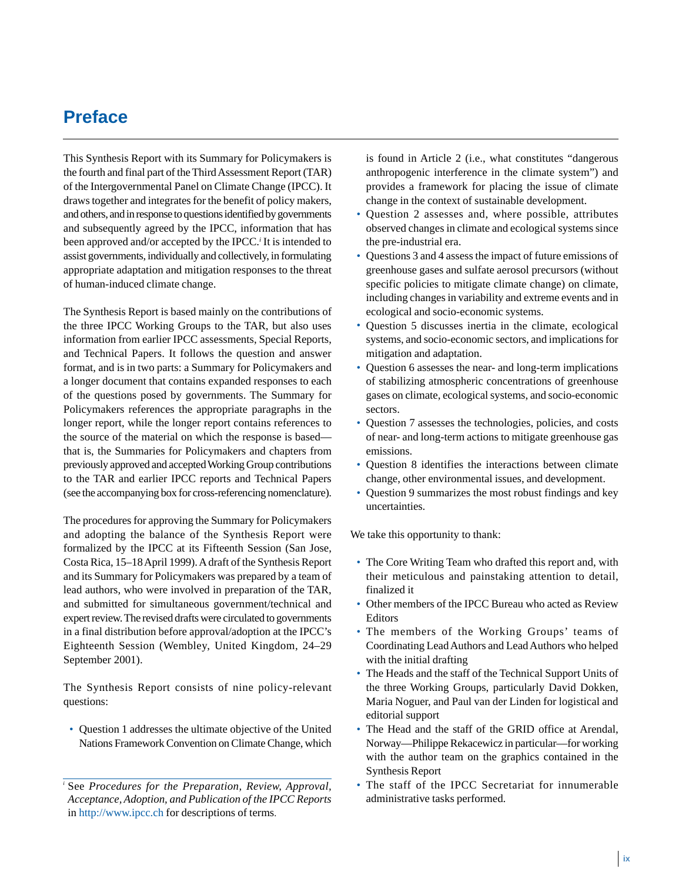# Preface

This Synthesis Report with its Summary for Policymakers is the fourth and final part of the Third Assessment Report (TAR) of the Intergovernmental Panel on Climate Change (IPCC). It draws together and integrates for the benefit of policy makers, and others, and in response to questions identified by governments and subsequently agreed by the IPCC, information that has been approved and/or accepted by the IPCC.[i] It is intended to assist governments, individually and collectively, in formulating appropriate adaptation and mitigation responses to the threat of human-induced climate change.

The Synthesis Report is based mainly on the contributions of the three IPCC Working Groups to the TAR, but also uses information from earlier IPCC assessments, Special Reports, and Technical Papers. It follows the question and answer format, and is in two parts: a Summary for Policymakers and a longer document that contains expanded responses to each of the questions posed by governments. The Summary for Policymakers references the appropriate paragraphs in the longer report, while the longer report contains references to the source of the material on which the response is based—that is, the Summaries for Policymakers and chapters from previously approved and accepted Working Group contributions to the TAR and earlier IPCC reports and Technical Papers (see the accompanying box for cross-referencing nomenclature).

The procedures for approving the Summary for Policymakers and adopting the balance of the Synthesis Report were formalized by the IPCC at its Fifteenth Session (San Jose, Costa Rica, 15–18 April 1999). A draft of the Synthesis Report and its Summary for Policymakers was prepared by a team of lead authors, who were involved in preparation of the TAR, and submitted for simultaneous government/technical and expert review. The revised drafts were circulated to governments in a final distribution before approval/adoption at the IPCC's Eighteenth Session (Wembley, United Kingdom, 24–29 September 2001).

The Synthesis Report consists of nine policy-relevant questions:

- Question 1 addresses the ultimate objective of the United Nations Framework Convention on Climate Change, which is found in Article 2 (i.e., what constitutes "dangerous anthropogenic interference in the climate system") and provides a framework for placing the issue of climate change in the context of sustainable development.
- Question 2 assesses and, where possible, attributes observed changes in climate and ecological systems since the pre-industrial era.
- Questions 3 and 4 assess the impact of future emissions of greenhouse gases and sulfate aerosol precursors (without specific policies to mitigate climate change) on climate, including changes in variability and extreme events and in ecological and socio-economic systems.
- Question 5 discusses inertia in the climate, ecological systems, and socio-economic sectors, and implications for mitigation and adaptation.
- Question 6 assesses the near- and long-term implications of stabilizing atmospheric concentrations of greenhouse gases on climate, ecological systems, and socio-economic sectors.
- Question 7 assesses the technologies, policies, and costs of near- and long-term actions to mitigate greenhouse gas emissions.
- Question 8 identifies the interactions between climate change, other environmental issues, and development.
- Question 9 summarizes the most robust findings and key uncertainties.

We take this opportunity to thank:

- The Core Writing Team who drafted this report and, with their meticulous and painstaking attention to detail, finalized it
- Other members of the IPCC Bureau who acted as Review Editors
- The members of the Working Groups' teams of Coordinating Lead Authors and Lead Authors who helped with the initial drafting
- The Heads and the staff of the Technical Support Units of the three Working Groups, particularly David Dokken, Maria Noguer, and Paul van der Linden for logistical and editorial support
- The Head and the staff of the GRID office at Arendal, Norway—Philippe Rekacewicz in particular—for working with the author team on the graphics contained in the Synthesis Report
- The staff of the IPCC Secretariat for innumerable administrative tasks performed.

[i] See *Procedures for the Preparation, Review, Approval, Acceptance, Adoption, and Publication of the IPCC Reports* in http://www.ipcc.ch for descriptions of terms.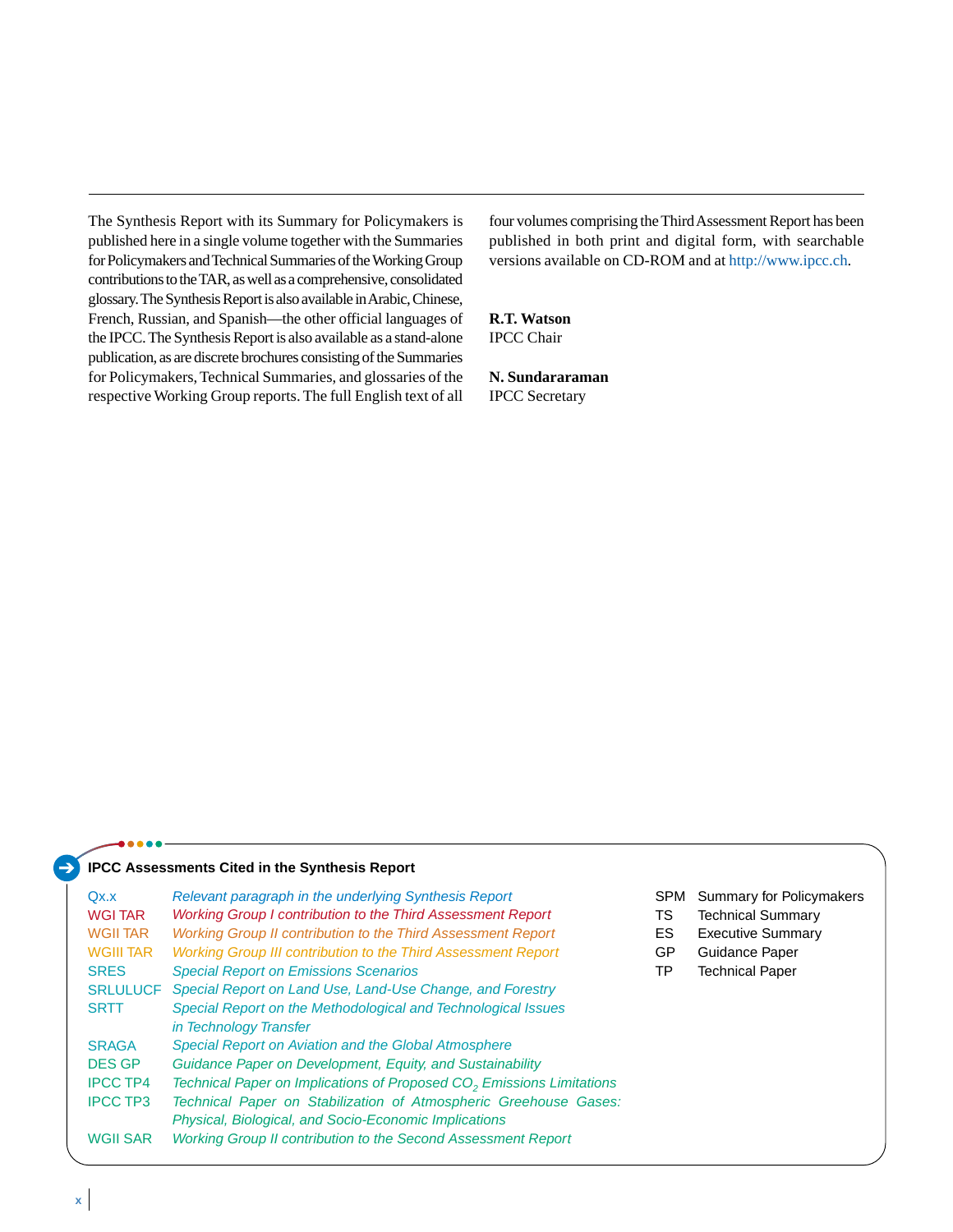The Synthesis Report with its Summary for Policymakers is published here in a single volume together with the Summaries for Policymakers and Technical Summaries of the Working Group contributions to the TAR, as well as a comprehensive, consolidated glossary. The Synthesis Report is also available in Arabic, Chinese, French, Russian, and Spanish—the other official languages of the IPCC. The Synthesis Report is also available as a stand-alone publication, as are discrete brochures consisting of the Summaries for Policymakers, Technical Summaries, and glossaries of the respective Working Group reports. The full English text of all four volumes comprising the Third Assessment Report has been published in both print and digital form, with searchable versions available on CD-ROM and at http://www.ipcc.ch.

**R.T. Watson**
IPCC Chair

**N. Sundararaman**
IPCC Secretary

**IPCC Assessments Cited in the Synthesis Report**

| | |
|---|---|
| Qx.x | *Relevant paragraph in the underlying Synthesis Report* |
| WGI TAR | *Working Group I contribution to the Third Assessment Report* |
| WGII TAR | *Working Group II contribution to the Third Assessment Report* |
| WGIII TAR | *Working Group III contribution to the Third Assessment Report* |
| SRES | *Special Report on Emissions Scenarios* |
| SRLULUCF | *Special Report on Land Use, Land-Use Change, and Forestry* |
| SRTT | *Special Report on the Methodological and Technological Issues in Technology Transfer* |
| SRAGA | *Special Report on Aviation and the Global Atmosphere* |
| DES GP | *Guidance Paper on Development, Equity, and Sustainability* |
| IPCC TP4 | *Technical Paper on Implications of Proposed $CO_2$ Emissions Limitations* |
| IPCC TP3 | *Technical Paper on Stabilization of Atmospheric Greehouse Gases: Physical, Biological, and Socio-Economic Implications* |
| WGII SAR | *Working Group II contribution to the Second Assessment Report* |

| | |
|---|---|
| SPM | Summary for Policymakers |
| TS | Technical Summary |
| ES | Executive Summary |
| GP | Guidance Paper |
| TP | Technical Paper |